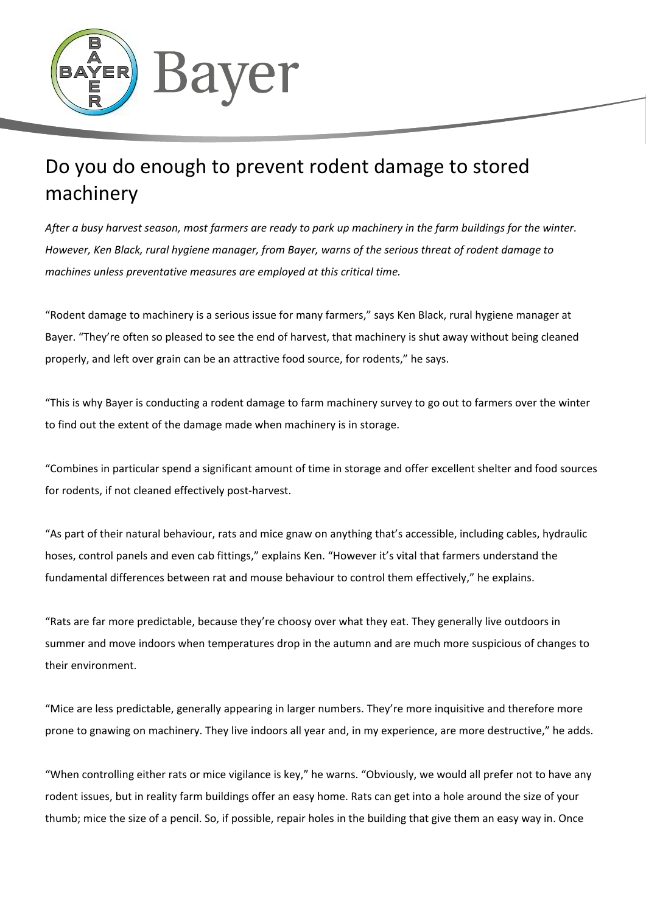# Do you do enough to prevent rodent damage to stored machinery

*After a busy harvest season, most farmers are ready to park up machinery in the farm buildings for the winter. However, Ken Black, rural hygiene manager, from Bayer, warns of the serious threat of rodent damage to machines unless preventative measures are employed at this critical time.*

"Rodent damage to machinery is a serious issue for many farmers," says Ken Black, rural hygiene manager at Bayer. "They're often so pleased to see the end of harvest, that machinery is shut away without being cleaned properly, and left over grain can be an attractive food source, for rodents," he says.

"This is why Bayer is conducting a rodent damage to farm machinery survey to go out to farmers over the winter to find out the extent of the damage made when machinery is in storage.

"Combines in particular spend a significant amount of time in storage and offer excellent shelter and food sources for rodents, if not cleaned effectively post-harvest.

"As part of their natural behaviour, rats and mice gnaw on anything that's accessible, including cables, hydraulic hoses, control panels and even cab fittings," explains Ken. "However it's vital that farmers understand the fundamental differences between rat and mouse behaviour to control them effectively," he explains.

"Rats are far more predictable, because they're choosy over what they eat. They generally live outdoors in summer and move indoors when temperatures drop in the autumn and are much more suspicious of changes to their environment.

"Mice are less predictable, generally appearing in larger numbers. They're more inquisitive and therefore more prone to gnawing on machinery. They live indoors all year and, in my experience, are more destructive," he adds.

"When controlling either rats or mice vigilance is key," he warns. "Obviously, we would all prefer not to have any rodent issues, but in reality farm buildings offer an easy home. Rats can get into a hole around the size of your thumb; mice the size of a pencil. So, if possible, repair holes in the building that give them an easy way in. Once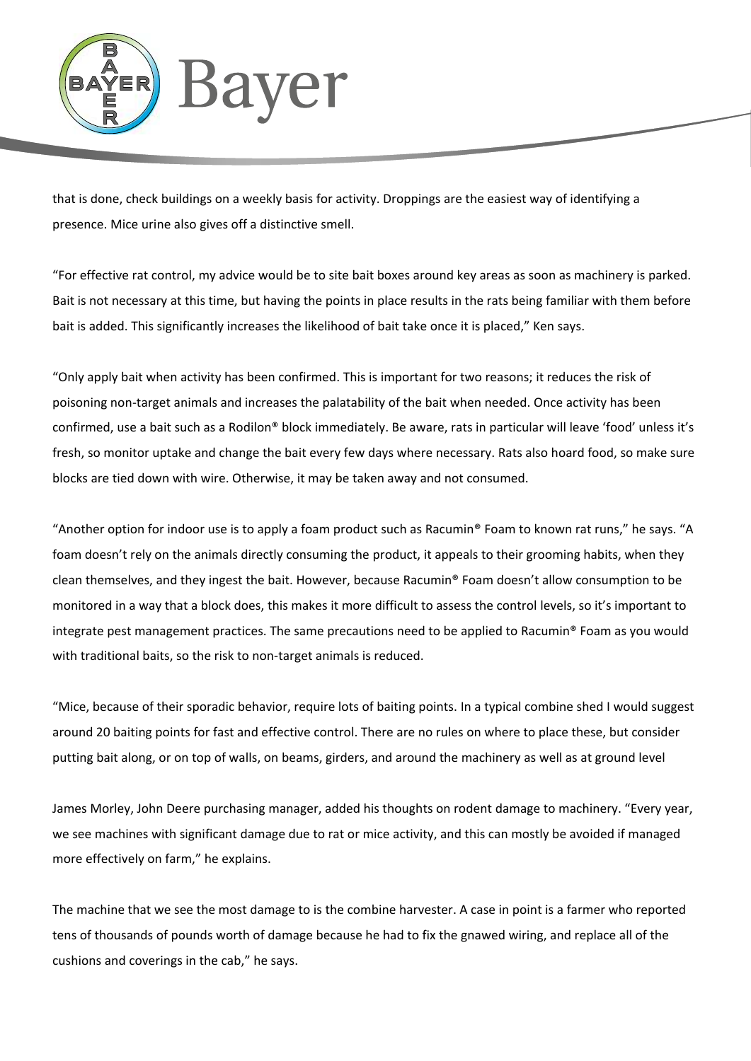that is done, check buildings on a weekly basis for activity. Droppings are the easiest way of identifying a presence. Mice urine also gives off a distinctive smell.

"For effective rat control, my advice would be to site bait boxes around key areas as soon as machinery is parked. Bait is not necessary at this time, but having the points in place results in the rats being familiar with them before bait is added. This significantly increases the likelihood of bait take once it is placed," Ken says.

"Only apply bait when activity has been confirmed. This is important for two reasons; it reduces the risk of poisoning non-target animals and increases the palatability of the bait when needed. Once activity has been confirmed, use a bait such as a Rodilon® block immediately. Be aware, rats in particular will leave 'food' unless it's fresh, so monitor uptake and change the bait every few days where necessary. Rats also hoard food, so make sure blocks are tied down with wire. Otherwise, it may be taken away and not consumed.

"Another option for indoor use is to apply a foam product such as Racumin® Foam to known rat runs," he says. "A foam doesn't rely on the animals directly consuming the product, it appeals to their grooming habits, when they clean themselves, and they ingest the bait. However, because Racumin® Foam doesn't allow consumption to be monitored in a way that a block does, this makes it more difficult to assess the control levels, so it's important to integrate pest management practices. The same precautions need to be applied to Racumin® Foam as you would with traditional baits, so the risk to non-target animals is reduced.

"Mice, because of their sporadic behavior, require lots of baiting points. In a typical combine shed I would suggest around 20 baiting points for fast and effective control. There are no rules on where to place these, but consider putting bait along, or on top of walls, on beams, girders, and around the machinery as well as at ground level

James Morley, John Deere purchasing manager, added his thoughts on rodent damage to machinery. "Every year, we see machines with significant damage due to rat or mice activity, and this can mostly be avoided if managed more effectively on farm," he explains.

The machine that we see the most damage to is the combine harvester. A case in point is a farmer who reported tens of thousands of pounds worth of damage because he had to fix the gnawed wiring, and replace all of the cushions and coverings in the cab," he says.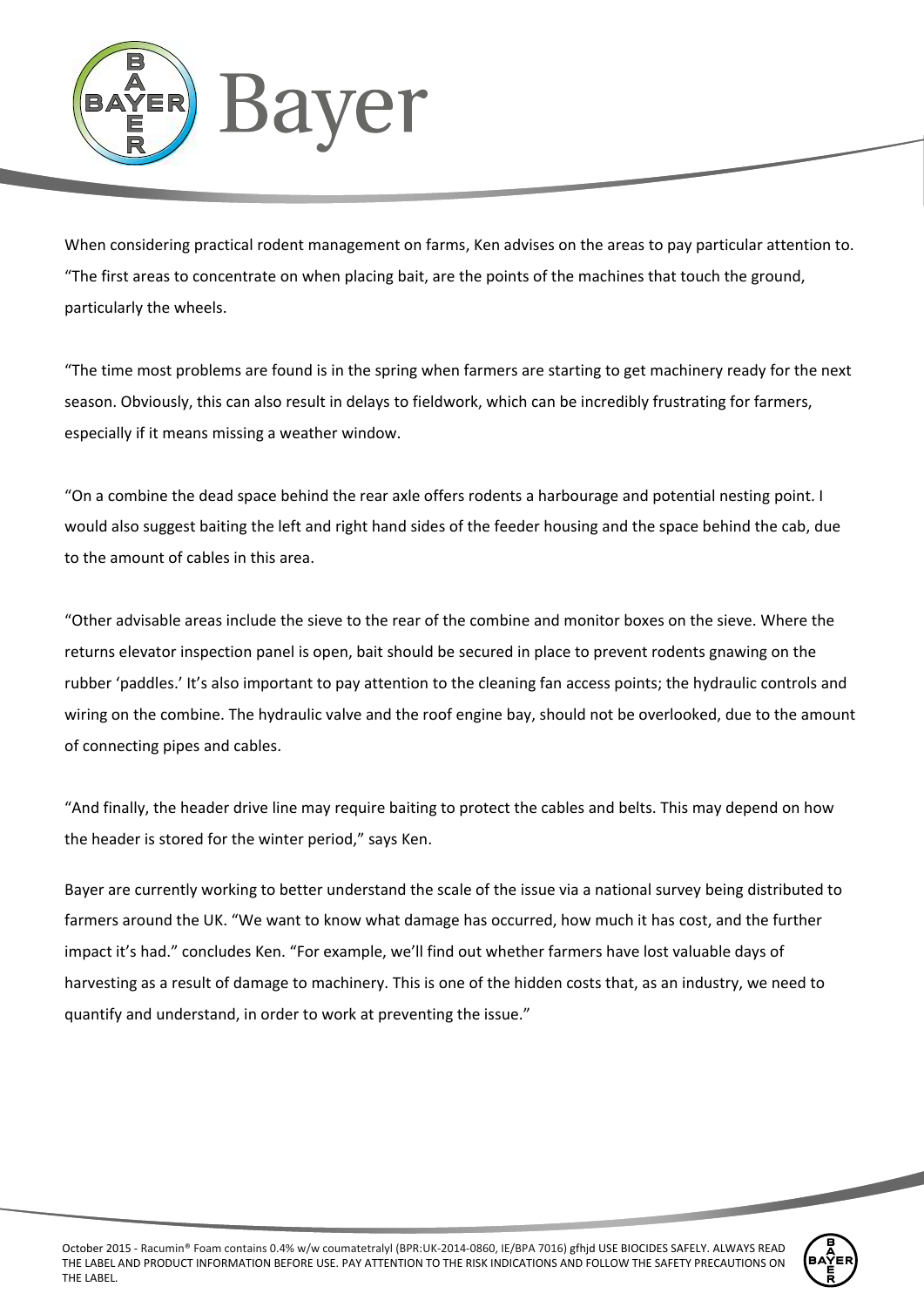When considering practical rodent management on farms, Ken advises on the areas to pay particular attention to. "The first areas to concentrate on when placing bait, are the points of the machines that touch the ground, particularly the wheels.

"The time most problems are found is in the spring when farmers are starting to get machinery ready for the next season. Obviously, this can also result in delays to fieldwork, which can be incredibly frustrating for farmers, especially if it means missing a weather window.

"On a combine the dead space behind the rear axle offers rodents a harbourage and potential nesting point. I would also suggest baiting the left and right hand sides of the feeder housing and the space behind the cab, due to the amount of cables in this area.

"Other advisable areas include the sieve to the rear of the combine and monitor boxes on the sieve. Where the returns elevator inspection panel is open, bait should be secured in place to prevent rodents gnawing on the rubber 'paddles.' It's also important to pay attention to the cleaning fan access points; the hydraulic controls and wiring on the combine. The hydraulic valve and the roof engine bay, should not be overlooked, due to the amount of connecting pipes and cables.

"And finally, the header drive line may require baiting to protect the cables and belts. This may depend on how the header is stored for the winter period," says Ken.

Bayer are currently working to better understand the scale of the issue via a national survey being distributed to farmers around the UK. "We want to know what damage has occurred, how much it has cost, and the further impact it's had." concludes Ken. "For example, we'll find out whether farmers have lost valuable days of harvesting as a result of damage to machinery. This is one of the hidden costs that, as an industry, we need to quantify and understand, in order to work at preventing the issue."

October 2015 - Racumin® Foam contains 0.4% w/w coumatetralyl (BPR:UK-2014-0860, IE/BPA 7016) gfhjd USE BIOCIDES SAFELY. ALWAYS READ THE LABEL AND PRODUCT INFORMATION BEFORE USE. PAY ATTENTION TO THE RISK INDICATIONS AND FOLLOW THE SAFETY PRECAUTIONS ON THE LABEL.